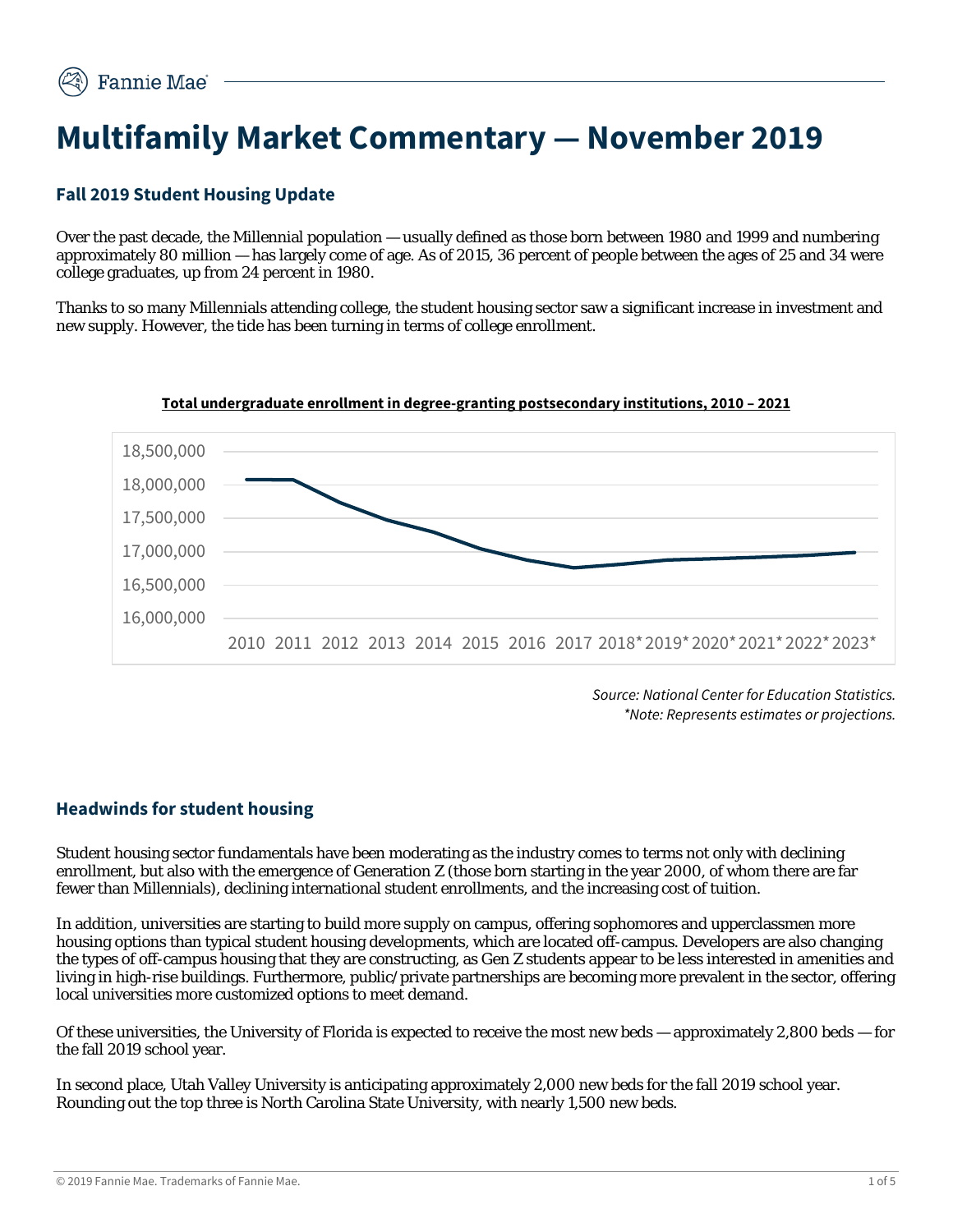# Multifamily Market Commentary — November 2019

## Fall 2019 Student Housing Update

Over the past decade, the Millennial population — usually defined as those born between 1980 and 1999 and numbering approximately 80 million — has largely come of age. As of 2015, 36 percent of people between the ages of 25 and 34 were college graduates, up from 24 percent in 1980.

Thanks to so many Millennials attending college, the student housing sector saw a significant increase in investment and new supply. However, the tide has been turning in terms of college enrollment.

**Total undergraduate enrollment in degree-granting postsecondary institutions, 2010 – 2021**

*Source: National Center for Education Statistics.*
*\*Note: Represents estimates or projections.*

## Headwinds for student housing

Student housing sector fundamentals have been moderating as the industry comes to terms not only with declining enrollment, but also with the emergence of Generation Z (those born starting in the year 2000, of whom there are far fewer than Millennials), declining international student enrollments, and the increasing cost of tuition.

In addition, universities are starting to build more supply on campus, offering sophomores and upperclassmen more housing options than typical student housing developments, which are located off-campus. Developers are also changing the types of off-campus housing that they are constructing, as Gen Z students appear to be less interested in amenities and living in high-rise buildings. Furthermore, public/private partnerships are becoming more prevalent in the sector, offering local universities more customized options to meet demand.

Of these universities, the University of Florida is expected to receive the most new beds — approximately 2,800 beds — for the fall 2019 school year.

In second place, Utah Valley University is anticipating approximately 2,000 new beds for the fall 2019 school year. Rounding out the top three is North Carolina State University, with nearly 1,500 new beds.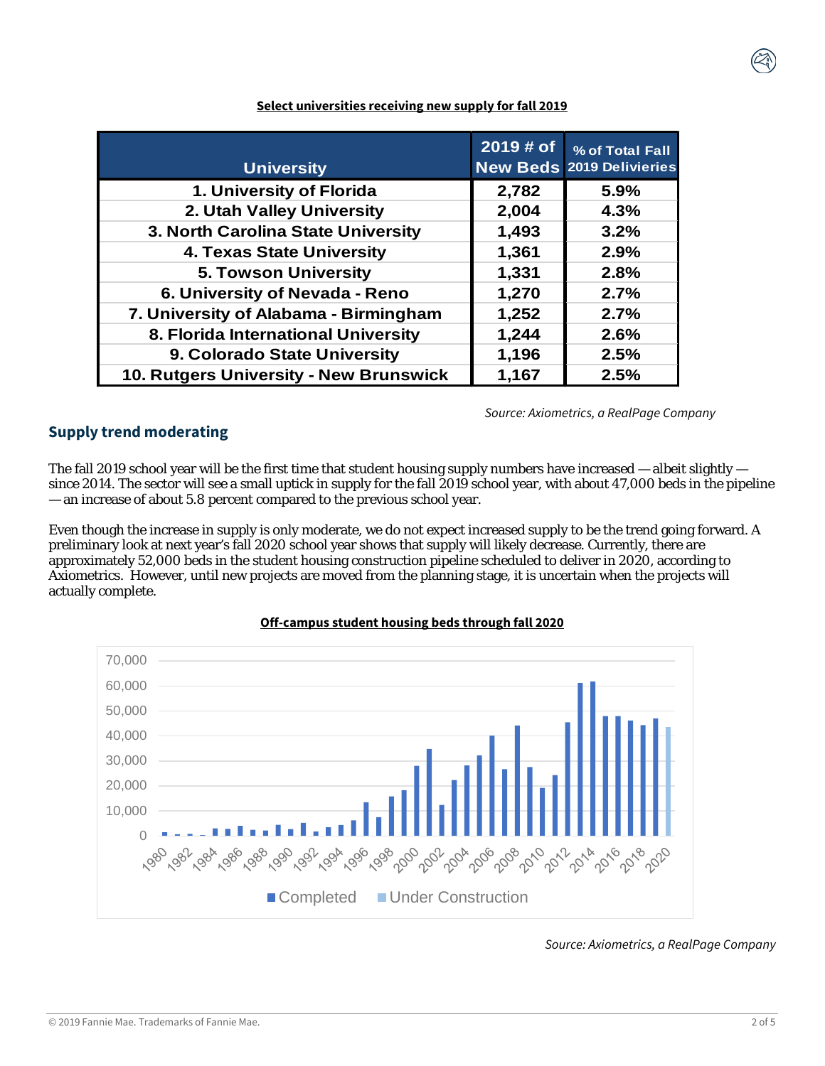**Select universities receiving new supply for fall 2019**

| University | 2019 # of New Beds | % of Total Fall 2019 Delivieries |
|---|---|---|
| 1. University of Florida | 2,782 | 5.9% |
| 2. Utah Valley University | 2,004 | 4.3% |
| 3. North Carolina State University | 1,493 | 3.2% |
| 4. Texas State University | 1,361 | 2.9% |
| 5. Towson University | 1,331 | 2.8% |
| 6. University of Nevada - Reno | 1,270 | 2.7% |
| 7. University of Alabama - Birmingham | 1,252 | 2.7% |
| 8. Florida International University | 1,244 | 2.6% |
| 9. Colorado State University | 1,196 | 2.5% |
| 10. Rutgers University - New Brunswick | 1,167 | 2.5% |

*Source: Axiometrics, a RealPage Company*

## Supply trend moderating

The fall 2019 school year will be the first time that student housing supply numbers have increased — albeit slightly — since 2014. The sector will see a small uptick in supply for the fall 2019 school year, with about 47,000 beds in the pipeline — an increase of about 5.8 percent compared to the previous school year.

Even though the increase in supply is only moderate, we do not expect increased supply to be the trend going forward. A preliminary look at next year's fall 2020 school year shows that supply will likely decrease. Currently, there are approximately 52,000 beds in the student housing construction pipeline scheduled to deliver in 2020, according to Axiometrics. However, until new projects are moved from the planning stage, it is uncertain when the projects will actually complete.

**Off-campus student housing beds through fall 2020**

*Source: Axiometrics, a RealPage Company*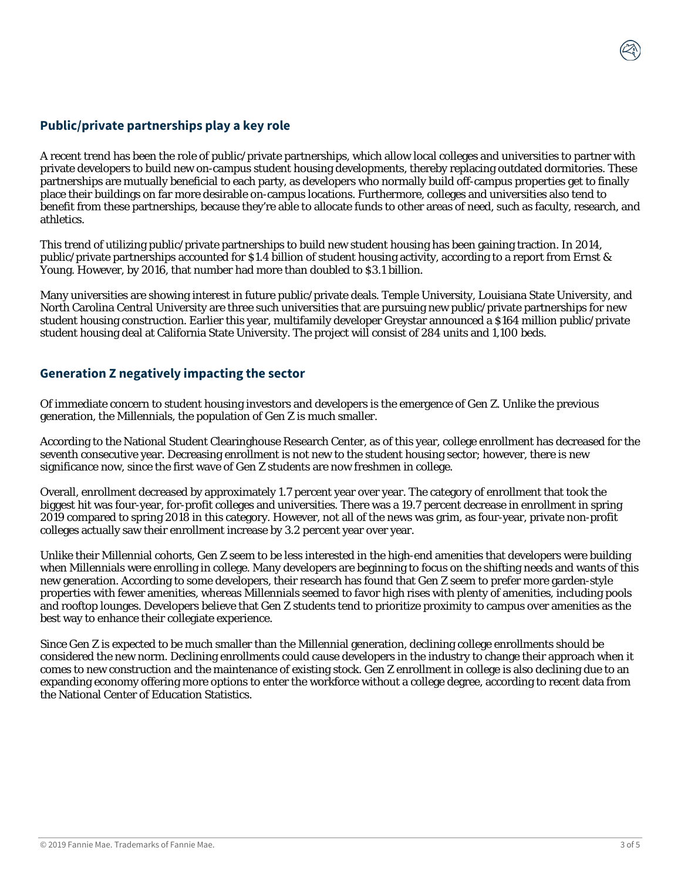## Public/private partnerships play a key role

A recent trend has been the role of public/private partnerships, which allow local colleges and universities to partner with private developers to build new on-campus student housing developments, thereby replacing outdated dormitories. These partnerships are mutually beneficial to each party, as developers who normally build off-campus properties get to finally place their buildings on far more desirable on-campus locations. Furthermore, colleges and universities also tend to benefit from these partnerships, because they're able to allocate funds to other areas of need, such as faculty, research, and athletics.

This trend of utilizing public/private partnerships to build new student housing has been gaining traction. In 2014, public/private partnerships accounted for $1.4 billion of student housing activity, according to a report from Ernst & Young. However, by 2016, that number had more than doubled to $3.1 billion.

Many universities are showing interest in future public/private deals. Temple University, Louisiana State University, and North Carolina Central University are three such universities that are pursuing new public/private partnerships for new student housing construction. Earlier this year, multifamily developer Greystar announced a $164 million public/private student housing deal at California State University. The project will consist of 284 units and 1,100 beds.

## Generation Z negatively impacting the sector

Of immediate concern to student housing investors and developers is the emergence of Gen Z. Unlike the previous generation, the Millennials, the population of Gen Z is much smaller.

According to the National Student Clearinghouse Research Center, as of this year, college enrollment has decreased for the seventh consecutive year. Decreasing enrollment is not new to the student housing sector; however, there is new significance now, since the first wave of Gen Z students are now freshmen in college.

Overall, enrollment decreased by approximately 1.7 percent year over year. The category of enrollment that took the biggest hit was four-year, for-profit colleges and universities. There was a 19.7 percent decrease in enrollment in spring 2019 compared to spring 2018 in this category. However, not all of the news was grim, as four-year, private non-profit colleges actually saw their enrollment increase by 3.2 percent year over year.

Unlike their Millennial cohorts, Gen Z seem to be less interested in the high-end amenities that developers were building when Millennials were enrolling in college. Many developers are beginning to focus on the shifting needs and wants of this new generation. According to some developers, their research has found that Gen Z seem to prefer more garden-style properties with fewer amenities, whereas Millennials seemed to favor high rises with plenty of amenities, including pools and rooftop lounges. Developers believe that Gen Z students tend to prioritize proximity to campus over amenities as the best way to enhance their collegiate experience.

Since Gen Z is expected to be much smaller than the Millennial generation, declining college enrollments should be considered the new norm. Declining enrollments could cause developers in the industry to change their approach when it comes to new construction and the maintenance of existing stock. Gen Z enrollment in college is also declining due to an expanding economy offering more options to enter the workforce without a college degree, according to recent data from the National Center of Education Statistics.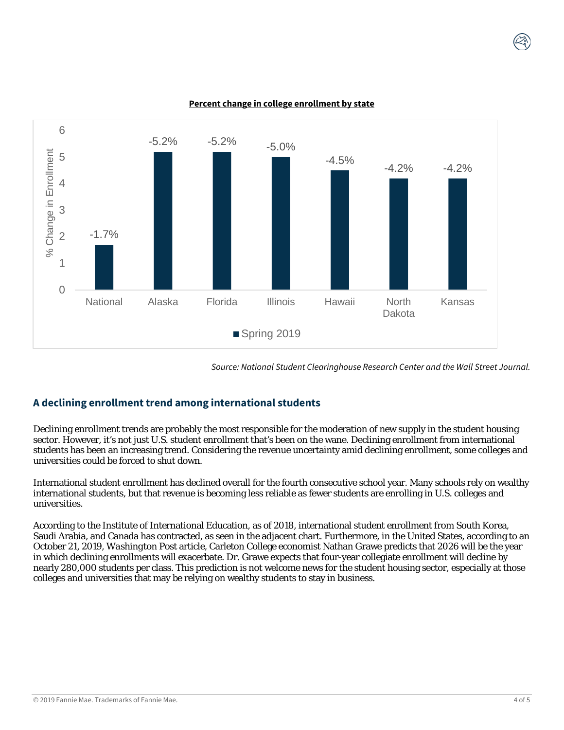**Percent change in college enrollment by state**

| | National | Alaska | Florida | Illinois | Hawaii | North Dakota | Kansas |
|---|---|---|---|---|---|---|---|
| Spring 2019 | -1.7% | -5.2% | -5.2% | -5.0% | -4.5% | -4.2% | -4.2% |

*Source: National Student Clearinghouse Research Center and the Wall Street Journal.*

## A declining enrollment trend among international students

Declining enrollment trends are probably the most responsible for the moderation of new supply in the student housing sector. However, it's not just U.S. student enrollment that's been on the wane. Declining enrollment from international students has been an increasing trend. Considering the revenue uncertainty amid declining enrollment, some colleges and universities could be forced to shut down.

International student enrollment has declined overall for the fourth consecutive school year. Many schools rely on wealthy international students, but that revenue is becoming less reliable as fewer students are enrolling in U.S. colleges and universities.

According to the Institute of International Education, as of 2018, international student enrollment from South Korea, Saudi Arabia, and Canada has contracted, as seen in the adjacent chart. Furthermore, in the United States, according to an October 21, 2019, *Washington Post* article, Carleton College economist Nathan Grawe predicts that 2026 will be the year in which declining enrollments will exacerbate. Dr. Grawe expects that four-year collegiate enrollment will decline by nearly 280,000 students per class. This prediction is not welcome news for the student housing sector, especially at those colleges and universities that may be relying on wealthy students to stay in business.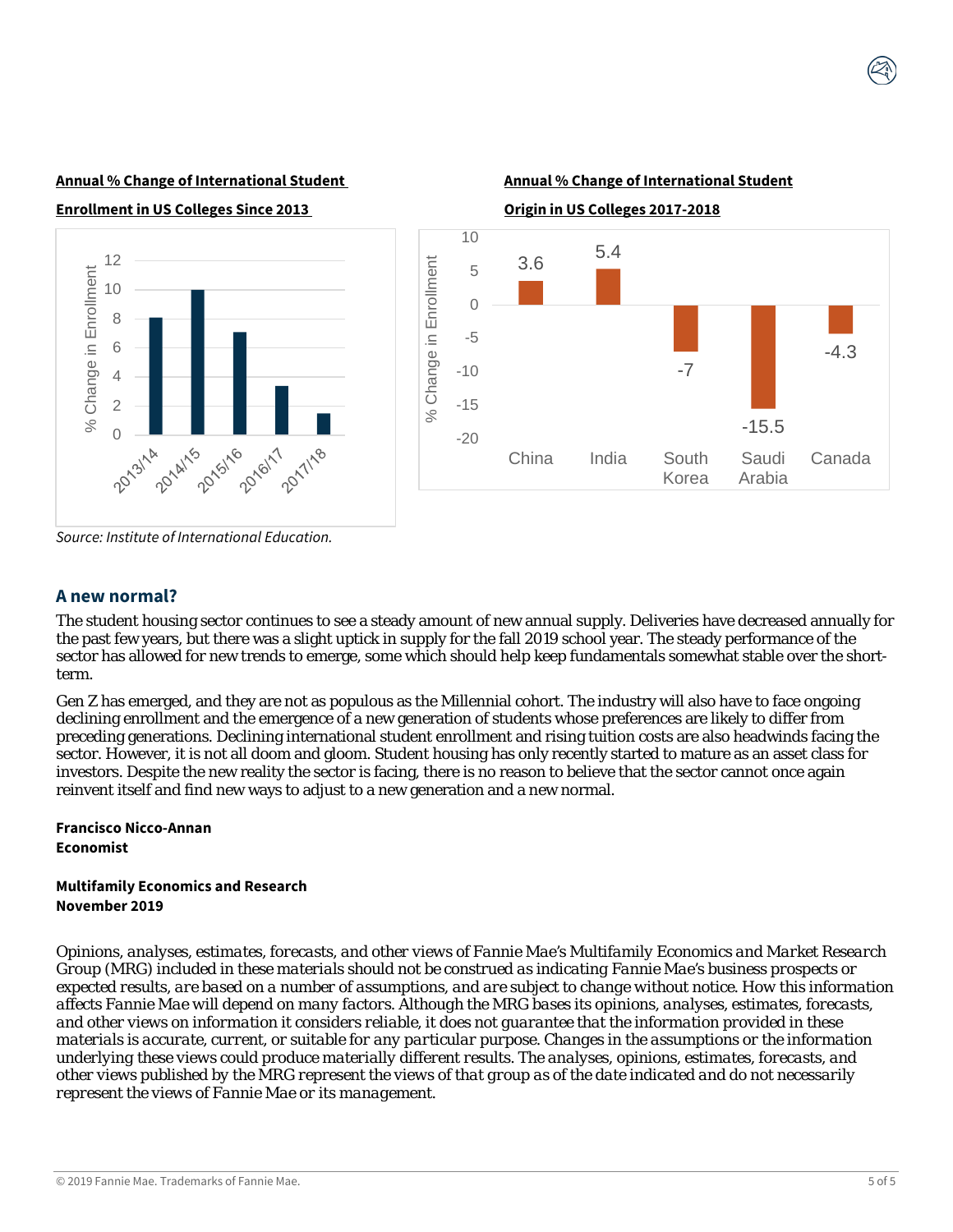**Annual % Change of International Student Enrollment in US Colleges Since 2013**

% Change in Enrollment

12
10
8
6
4
2
0

2013/14
2014/15
2015/16
2016/17
2017/18

**Annual % Change of International Student Origin in US Colleges 2017-2018**

% Change in Enrollment

10
5
0
-5
-10
-15
-20

3.6
5.4
-7
-15.5
-4.3

China
India
South Korea
Saudi Arabia
Canada

*Source: Institute of International Education.*

## A new normal?

The student housing sector continues to see a steady amount of new annual supply. Deliveries have decreased annually for the past few years, but there was a slight uptick in supply for the fall 2019 school year. The steady performance of the sector has allowed for new trends to emerge, some which should help keep fundamentals somewhat stable over the short-term.

Gen Z has emerged, and they are not as populous as the Millennial cohort. The industry will also have to face ongoing declining enrollment and the emergence of a new generation of students whose preferences are likely to differ from preceding generations. Declining international student enrollment and rising tuition costs are also headwinds facing the sector. However, it is not all doom and gloom. Student housing has only recently started to mature as an asset class for investors. Despite the new reality the sector is facing, there is no reason to believe that the sector cannot once again reinvent itself and find new ways to adjust to a new generation and a new normal.

**Francisco Nicco-Annan**
**Economist**

**Multifamily Economics and Research**
**November 2019**

*Opinions, analyses, estimates, forecasts, and other views of Fannie Mae's Multifamily Economics and Market Research Group (MRG) included in these materials should not be construed as indicating Fannie Mae's business prospects or expected results, are based on a number of assumptions, and are subject to change without notice. How this information affects Fannie Mae will depend on many factors. Although the MRG bases its opinions, analyses, estimates, forecasts, and other views on information it considers reliable, it does not guarantee that the information provided in these materials is accurate, current, or suitable for any particular purpose. Changes in the assumptions or the information underlying these views could produce materially different results. The analyses, opinions, estimates, forecasts, and other views published by the MRG represent the views of that group as of the date indicated and do not necessarily represent the views of Fannie Mae or its management.*

© 2019 Fannie Mae. Trademarks of Fannie Mae.